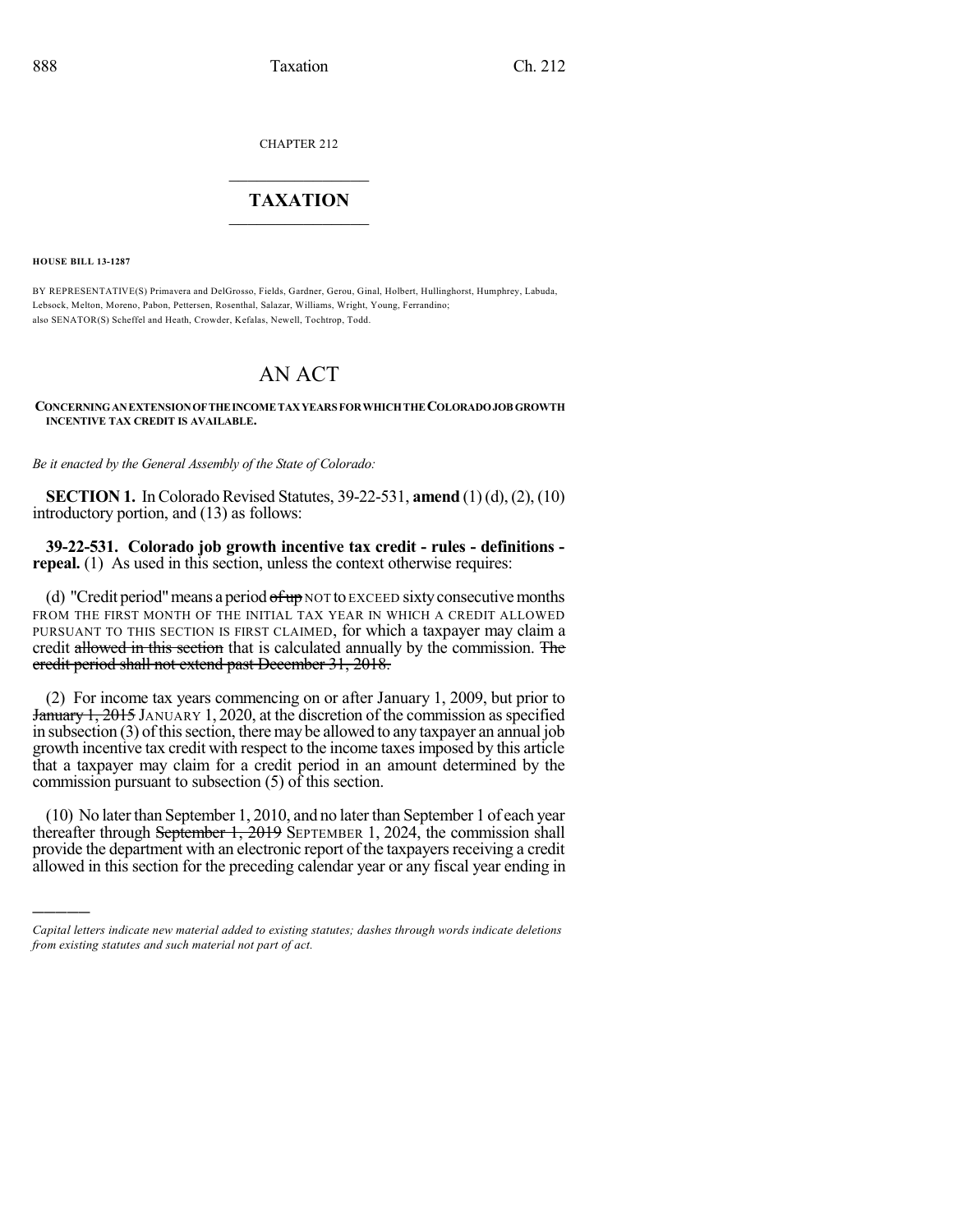CHAPTER 212

# TAXATION

**HOUSE BILL 13-1287**

BY REPRESENTATIVE(S) Primavera and DelGrosso, Fields, Gardner, Gerou, Ginal, Holbert, Hullinghorst, Humphrey, Labuda, Lebsock, Melton, Moreno, Pabon, Pettersen, Rosenthal, Salazar, Williams, Wright, Young, Ferrandino; also SENATOR(S) Scheffel and Heath, Crowder, Kefalas, Newell, Tochtrop, Todd.

# AN ACT

**CONCERNING AN EXTENSION OF THE INCOME TAX YEARS FOR WHICH THE COLORADO JOB GROWTH INCENTIVE TAX CREDIT IS AVAILABLE.**

*Be it enacted by the General Assembly of the State of Colorado:*

**SECTION 1.** In Colorado Revised Statutes, 39-22-531, **amend** (1) (d), (2), (10) introductory portion, and (13) as follows:

**39-22-531. Colorado job growth incentive tax credit - rules - definitions - repeal.** (1) As used in this section, unless the context otherwise requires:

(d) "Credit period" means a period ~~of up~~ NOT TO EXCEED sixty consecutive months FROM THE FIRST MONTH OF THE INITIAL TAX YEAR IN WHICH A CREDIT ALLOWED PURSUANT TO THIS SECTION IS FIRST CLAIMED, for which a taxpayer may claim a credit ~~allowed in this section~~ that is calculated annually by the commission. ~~The credit period shall not extend past December 31, 2018.~~

(2) For income tax years commencing on or after January 1, 2009, but prior to ~~January 1, 2015~~ JANUARY 1, 2020, at the discretion of the commission as specified in subsection (3) of this section, there may be allowed to any taxpayer an annual job growth incentive tax credit with respect to the income taxes imposed by this article that a taxpayer may claim for a credit period in an amount determined by the commission pursuant to subsection (5) of this section.

(10) No later than September 1, 2010, and no later than September 1 of each year thereafter through ~~September 1, 2019~~ SEPTEMBER 1, 2024, the commission shall provide the department with an electronic report of the taxpayers receiving a credit allowed in this section for the preceding calendar year or any fiscal year ending in

---

*Capital letters indicate new material added to existing statutes; dashes through words indicate deletions from existing statutes and such material not part of act.*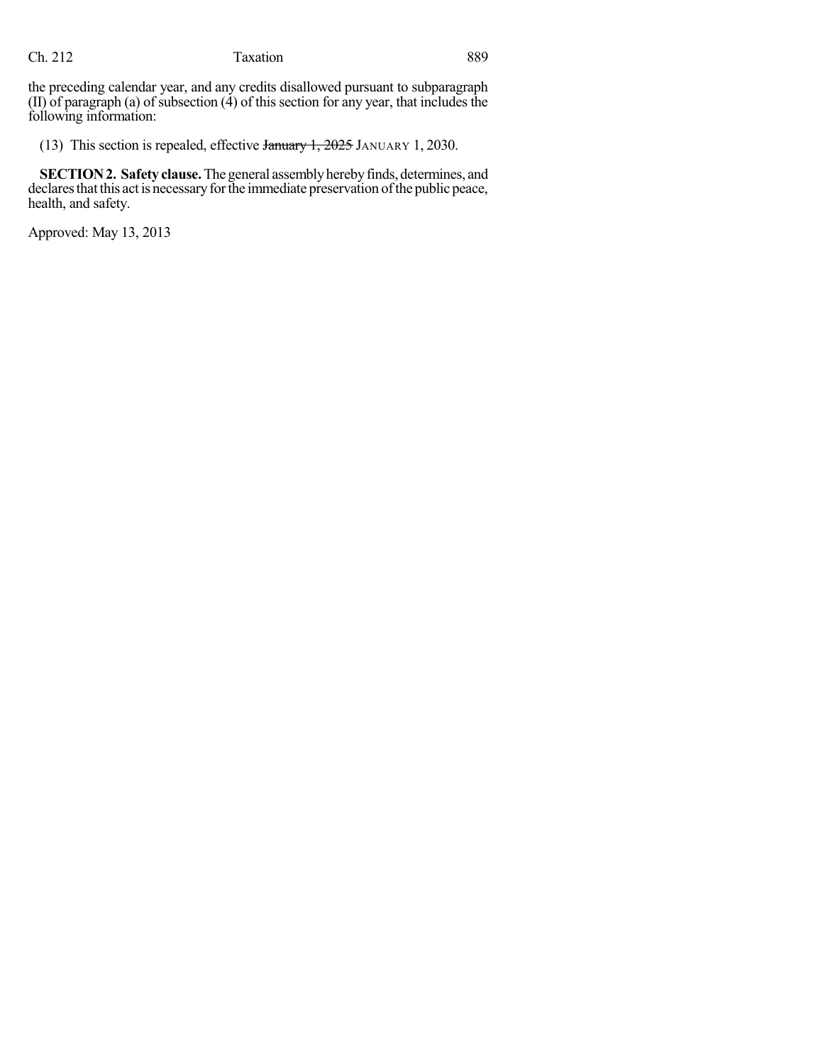the preceding calendar year, and any credits disallowed pursuant to subparagraph (II) of paragraph (a) of subsection (4) of this section for any year, that includes the following information:

(13) This section is repealed, effective ~~January 1, 2025~~ JANUARY 1, 2030.

**SECTION 2. Safety clause.** The general assembly hereby finds, determines, and declares that this act is necessary for the immediate preservation of the public peace, health, and safety.

Approved: May 13, 2013